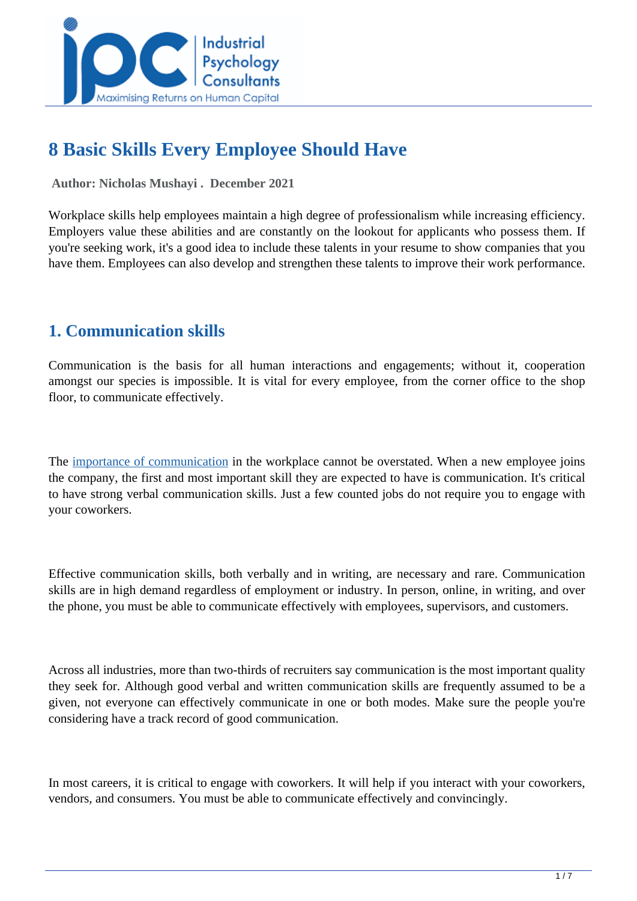# 8 Basic Skills Every Employee Should Have

**Author: Nicholas Mushayi . December 2021**

Workplace skills help employees maintain a high degree of professionalism while increasing efficiency. Employers value these abilities and are constantly on the lookout for applicants who possess them. If you're seeking work, it's a good idea to include these talents in your resume to show companies that you have them. Employees can also develop and strengthen these talents to improve their work performance.

## 1. Communication skills

Communication is the basis for all human interactions and engagements; without it, cooperation amongst our species is impossible. It is vital for every employee, from the corner office to the shop floor, to communicate effectively.

The importance of communication in the workplace cannot be overstated. When a new employee joins the company, the first and most important skill they are expected to have is communication. It's critical to have strong verbal communication skills. Just a few counted jobs do not require you to engage with your coworkers.

Effective communication skills, both verbally and in writing, are necessary and rare. Communication skills are in high demand regardless of employment or industry. In person, online, in writing, and over the phone, you must be able to communicate effectively with employees, supervisors, and customers.

Across all industries, more than two-thirds of recruiters say communication is the most important quality they seek for. Although good verbal and written communication skills are frequently assumed to be a given, not everyone can effectively communicate in one or both modes. Make sure the people you're considering have a track record of good communication.

In most careers, it is critical to engage with coworkers. It will help if you interact with your coworkers, vendors, and consumers. You must be able to communicate effectively and convincingly.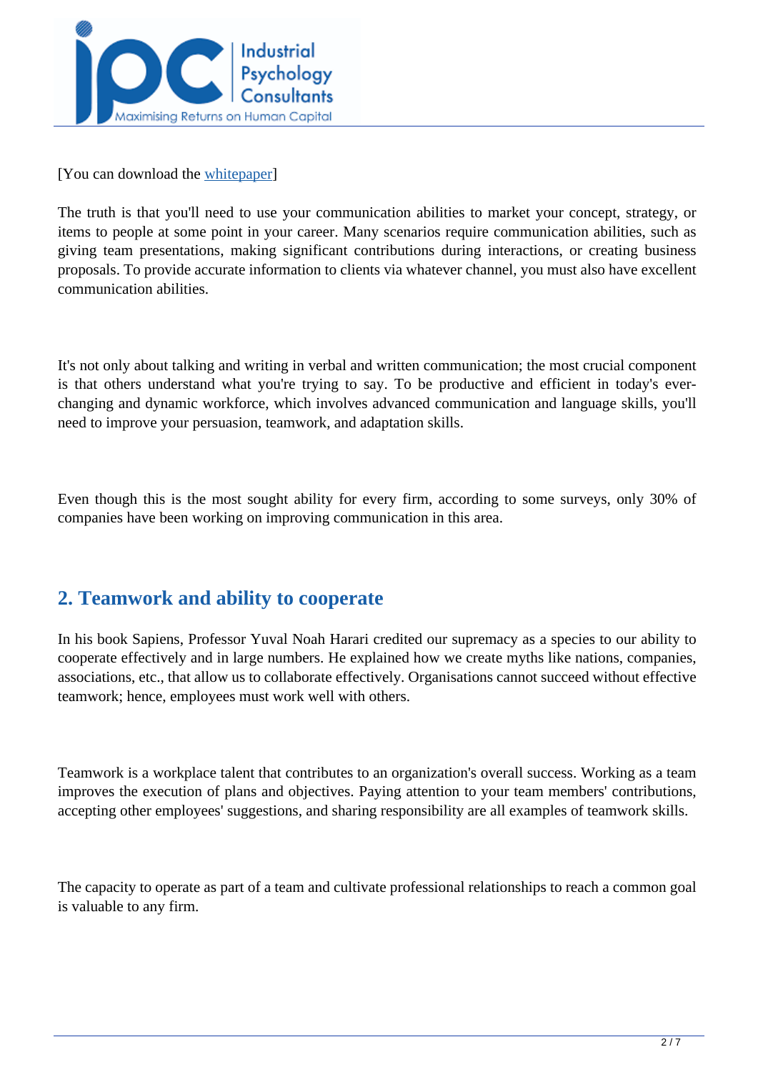[You can download the whitepaper]

The truth is that you'll need to use your communication abilities to market your concept, strategy, or items to people at some point in your career. Many scenarios require communication abilities, such as giving team presentations, making significant contributions during interactions, or creating business proposals. To provide accurate information to clients via whatever channel, you must also have excellent communication abilities.

It's not only about talking and writing in verbal and written communication; the most crucial component is that others understand what you're trying to say. To be productive and efficient in today's ever-changing and dynamic workforce, which involves advanced communication and language skills, you'll need to improve your persuasion, teamwork, and adaptation skills.

Even though this is the most sought ability for every firm, according to some surveys, only 30% of companies have been working on improving communication in this area.

## 2. Teamwork and ability to cooperate

In his book Sapiens, Professor Yuval Noah Harari credited our supremacy as a species to our ability to cooperate effectively and in large numbers. He explained how we create myths like nations, companies, associations, etc., that allow us to collaborate effectively. Organisations cannot succeed without effective teamwork; hence, employees must work well with others.

Teamwork is a workplace talent that contributes to an organization's overall success. Working as a team improves the execution of plans and objectives. Paying attention to your team members' contributions, accepting other employees' suggestions, and sharing responsibility are all examples of teamwork skills.

The capacity to operate as part of a team and cultivate professional relationships to reach a common goal is valuable to any firm.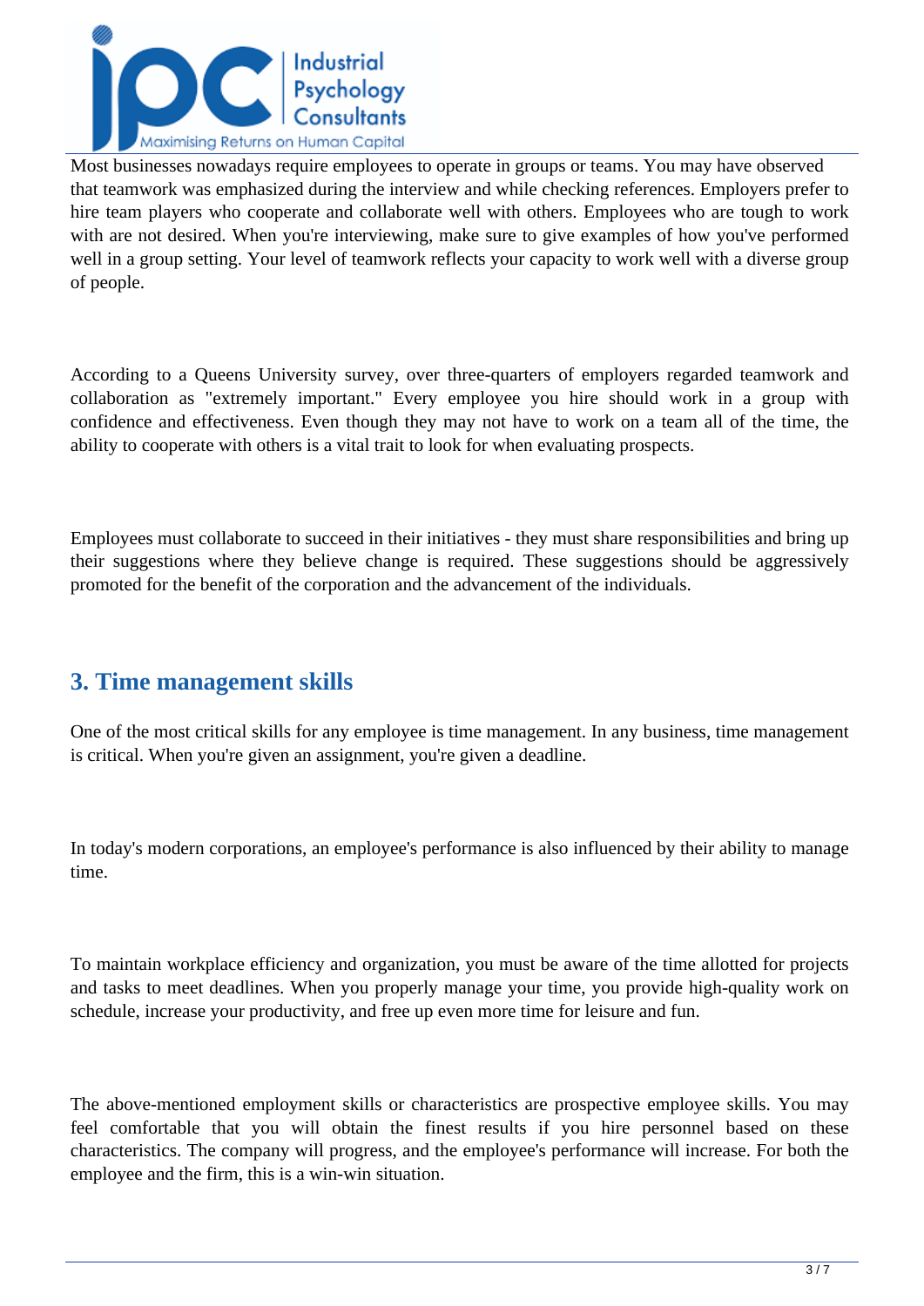Most businesses nowadays require employees to operate in groups or teams. You may have observed that teamwork was emphasized during the interview and while checking references. Employers prefer to hire team players who cooperate and collaborate well with others. Employees who are tough to work with are not desired. When you're interviewing, make sure to give examples of how you've performed well in a group setting. Your level of teamwork reflects your capacity to work well with a diverse group of people.

According to a Queens University survey, over three-quarters of employers regarded teamwork and collaboration as "extremely important." Every employee you hire should work in a group with confidence and effectiveness. Even though they may not have to work on a team all of the time, the ability to cooperate with others is a vital trait to look for when evaluating prospects.

Employees must collaborate to succeed in their initiatives - they must share responsibilities and bring up their suggestions where they believe change is required. These suggestions should be aggressively promoted for the benefit of the corporation and the advancement of the individuals.

## 3. Time management skills

One of the most critical skills for any employee is time management. In any business, time management is critical. When you're given an assignment, you're given a deadline.

In today's modern corporations, an employee's performance is also influenced by their ability to manage time.

To maintain workplace efficiency and organization, you must be aware of the time allotted for projects and tasks to meet deadlines. When you properly manage your time, you provide high-quality work on schedule, increase your productivity, and free up even more time for leisure and fun.

The above-mentioned employment skills or characteristics are prospective employee skills. You may feel comfortable that you will obtain the finest results if you hire personnel based on these characteristics. The company will progress, and the employee's performance will increase. For both the employee and the firm, this is a win-win situation.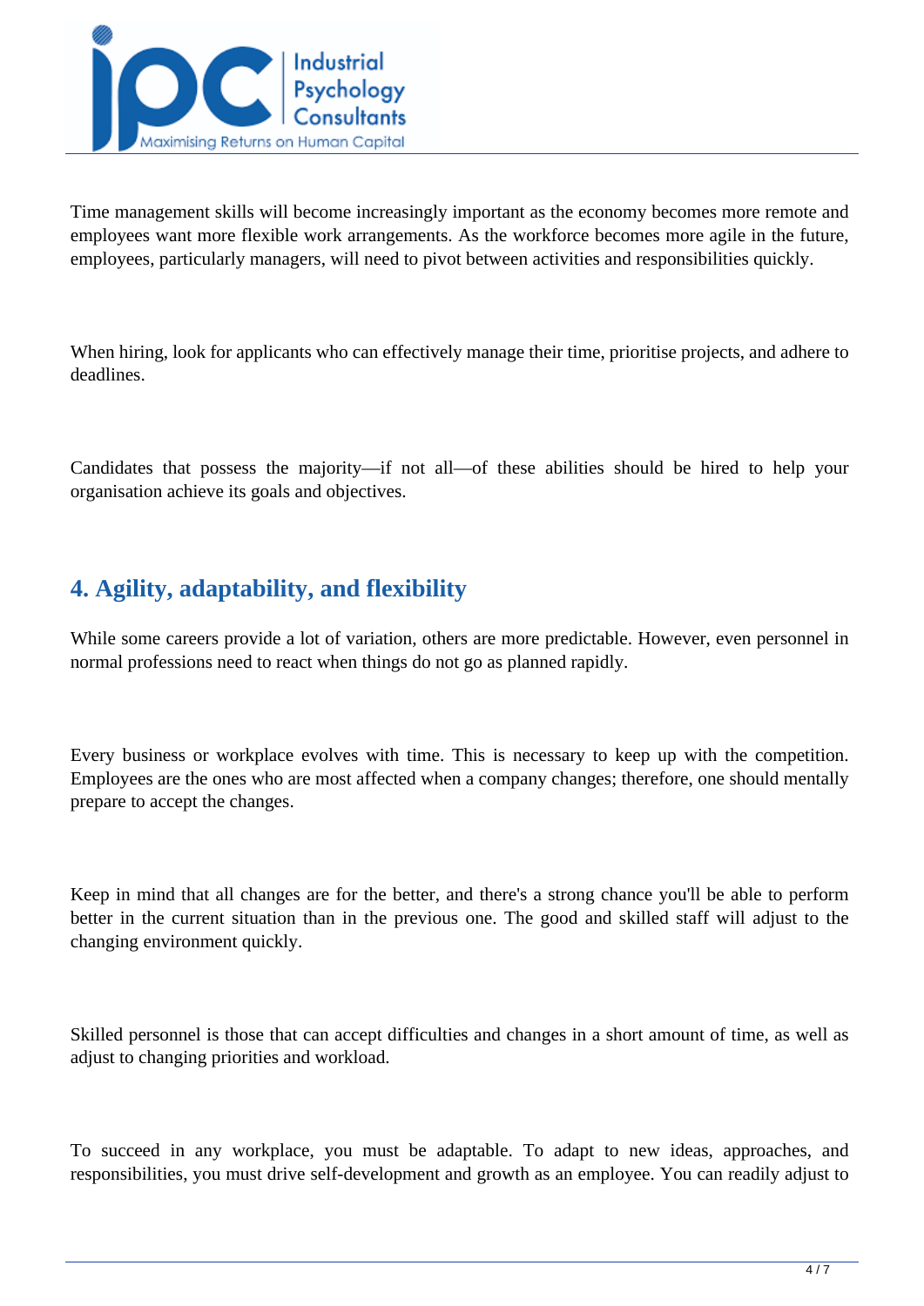Time management skills will become increasingly important as the economy becomes more remote and employees want more flexible work arrangements. As the workforce becomes more agile in the future, employees, particularly managers, will need to pivot between activities and responsibilities quickly.

When hiring, look for applicants who can effectively manage their time, prioritise projects, and adhere to deadlines.

Candidates that possess the majority—if not all—of these abilities should be hired to help your organisation achieve its goals and objectives.

## 4. Agility, adaptability, and flexibility

While some careers provide a lot of variation, others are more predictable. However, even personnel in normal professions need to react when things do not go as planned rapidly.

Every business or workplace evolves with time. This is necessary to keep up with the competition. Employees are the ones who are most affected when a company changes; therefore, one should mentally prepare to accept the changes.

Keep in mind that all changes are for the better, and there's a strong chance you'll be able to perform better in the current situation than in the previous one. The good and skilled staff will adjust to the changing environment quickly.

Skilled personnel is those that can accept difficulties and changes in a short amount of time, as well as adjust to changing priorities and workload.

To succeed in any workplace, you must be adaptable. To adapt to new ideas, approaches, and responsibilities, you must drive self-development and growth as an employee. You can readily adjust to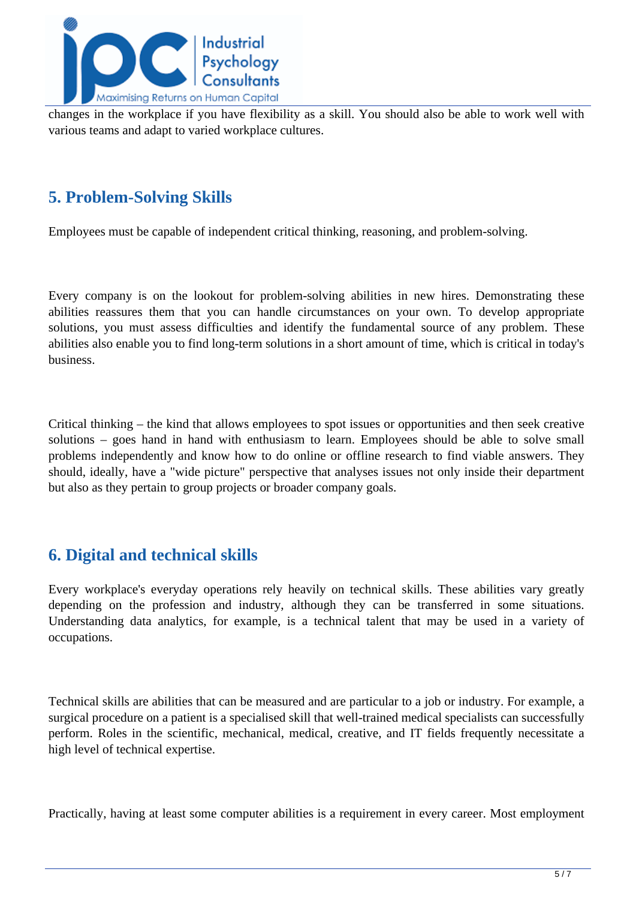changes in the workplace if you have flexibility as a skill. You should also be able to work well with various teams and adapt to varied workplace cultures.

## 5. Problem-Solving Skills

Employees must be capable of independent critical thinking, reasoning, and problem-solving.

Every company is on the lookout for problem-solving abilities in new hires. Demonstrating these abilities reassures them that you can handle circumstances on your own. To develop appropriate solutions, you must assess difficulties and identify the fundamental source of any problem. These abilities also enable you to find long-term solutions in a short amount of time, which is critical in today's business.

Critical thinking – the kind that allows employees to spot issues or opportunities and then seek creative solutions – goes hand in hand with enthusiasm to learn. Employees should be able to solve small problems independently and know how to do online or offline research to find viable answers. They should, ideally, have a "wide picture" perspective that analyses issues not only inside their department but also as they pertain to group projects or broader company goals.

## 6. Digital and technical skills

Every workplace's everyday operations rely heavily on technical skills. These abilities vary greatly depending on the profession and industry, although they can be transferred in some situations. Understanding data analytics, for example, is a technical talent that may be used in a variety of occupations.

Technical skills are abilities that can be measured and are particular to a job or industry. For example, a surgical procedure on a patient is a specialised skill that well-trained medical specialists can successfully perform. Roles in the scientific, mechanical, medical, creative, and IT fields frequently necessitate a high level of technical expertise.

Practically, having at least some computer abilities is a requirement in every career. Most employment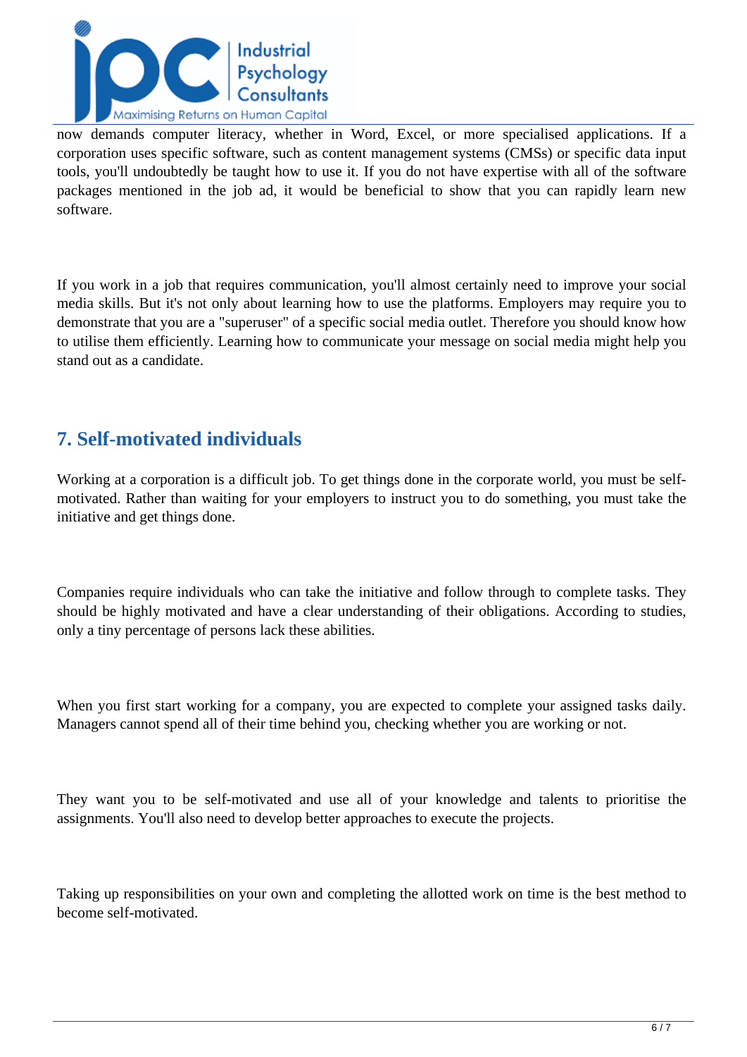now demands computer literacy, whether in Word, Excel, or more specialised applications. If a corporation uses specific software, such as content management systems (CMSs) or specific data input tools, you'll undoubtedly be taught how to use it. If you do not have expertise with all of the software packages mentioned in the job ad, it would be beneficial to show that you can rapidly learn new software.

If you work in a job that requires communication, you'll almost certainly need to improve your social media skills. But it's not only about learning how to use the platforms. Employers may require you to demonstrate that you are a "superuser" of a specific social media outlet. Therefore you should know how to utilise them efficiently. Learning how to communicate your message on social media might help you stand out as a candidate.

## 7. Self-motivated individuals

Working at a corporation is a difficult job. To get things done in the corporate world, you must be self-motivated. Rather than waiting for your employers to instruct you to do something, you must take the initiative and get things done.

Companies require individuals who can take the initiative and follow through to complete tasks. They should be highly motivated and have a clear understanding of their obligations. According to studies, only a tiny percentage of persons lack these abilities.

When you first start working for a company, you are expected to complete your assigned tasks daily. Managers cannot spend all of their time behind you, checking whether you are working or not.

They want you to be self-motivated and use all of your knowledge and talents to prioritise the assignments. You'll also need to develop better approaches to execute the projects.

Taking up responsibilities on your own and completing the allotted work on time is the best method to become self-motivated.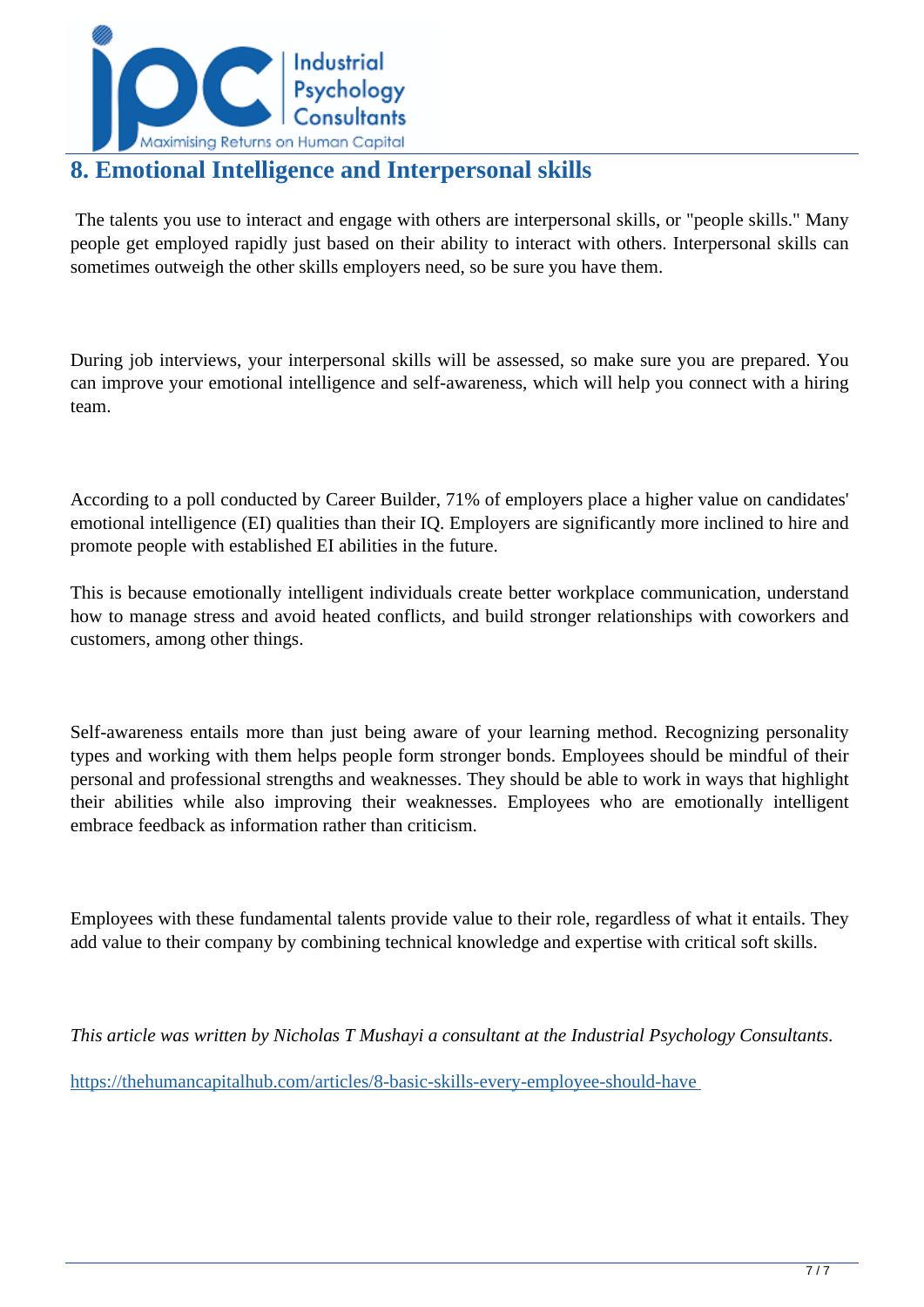## 8. Emotional Intelligence and Interpersonal skills

The talents you use to interact and engage with others are interpersonal skills, or "people skills." Many people get employed rapidly just based on their ability to interact with others. Interpersonal skills can sometimes outweigh the other skills employers need, so be sure you have them.

During job interviews, your interpersonal skills will be assessed, so make sure you are prepared. You can improve your emotional intelligence and self-awareness, which will help you connect with a hiring team.

According to a poll conducted by Career Builder, 71% of employers place a higher value on candidates' emotional intelligence (EI) qualities than their IQ. Employers are significantly more inclined to hire and promote people with established EI abilities in the future.

This is because emotionally intelligent individuals create better workplace communication, understand how to manage stress and avoid heated conflicts, and build stronger relationships with coworkers and customers, among other things.

Self-awareness entails more than just being aware of your learning method. Recognizing personality types and working with them helps people form stronger bonds. Employees should be mindful of their personal and professional strengths and weaknesses. They should be able to work in ways that highlight their abilities while also improving their weaknesses. Employees who are emotionally intelligent embrace feedback as information rather than criticism.

Employees with these fundamental talents provide value to their role, regardless of what it entails. They add value to their company by combining technical knowledge and expertise with critical soft skills.

*This article was written by Nicholas T Mushayi a consultant at the Industrial Psychology Consultants.*

https://thehumancapitalhub.com/articles/8-basic-skills-every-employee-should-have